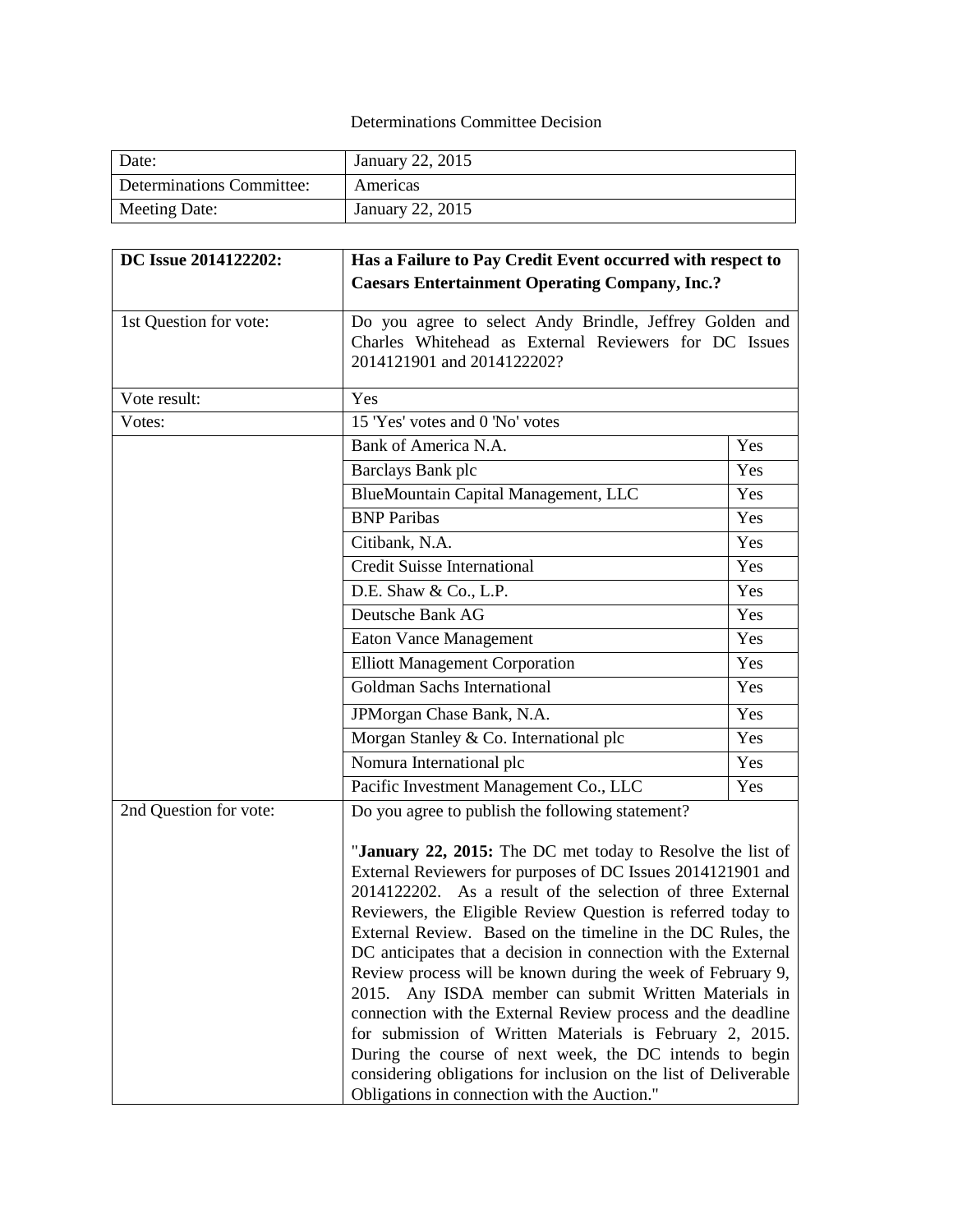# Determinations Committee Decision

| Date: | January 22, 2015 |
|---|---|
| Determinations Committee: | Americas |
| Meeting Date: | January 22, 2015 |

| **DC Issue 2014122202:** | **Has a Failure to Pay Credit Event occurred with respect to Caesars Entertainment Operating Company, Inc.?** | |
|---|---|---|
| 1st Question for vote: | Do you agree to select Andy Brindle, Jeffrey Golden and Charles Whitehead as External Reviewers for DC Issues 2014121901 and 2014122202? | |
| Vote result: | Yes | |
| Votes: | 15 'Yes' votes and 0 'No' votes | |
| | Bank of America N.A. | Yes |
| | Barclays Bank plc | Yes |
| | BlueMountain Capital Management, LLC | Yes |
| | BNP Paribas | Yes |
| | Citibank, N.A. | Yes |
| | Credit Suisse International | Yes |
| | D.E. Shaw & Co., L.P. | Yes |
| | Deutsche Bank AG | Yes |
| | Eaton Vance Management | Yes |
| | Elliott Management Corporation | Yes |
| | Goldman Sachs International | Yes |
| | JPMorgan Chase Bank, N.A. | Yes |
| | Morgan Stanley & Co. International plc | Yes |
| | Nomura International plc | Yes |
| | Pacific Investment Management Co., LLC | Yes |
| 2nd Question for vote: | Do you agree to publish the following statement?<br><br>"**January 22, 2015:** The DC met today to Resolve the list of External Reviewers for purposes of DC Issues 2014121901 and 2014122202. As a result of the selection of three External Reviewers, the Eligible Review Question is referred today to External Review. Based on the timeline in the DC Rules, the DC anticipates that a decision in connection with the External Review process will be known during the week of February 9, 2015. Any ISDA member can submit Written Materials in connection with the External Review process and the deadline for submission of Written Materials is February 2, 2015. During the course of next week, the DC intends to begin considering obligations for inclusion on the list of Deliverable Obligations in connection with the Auction." | |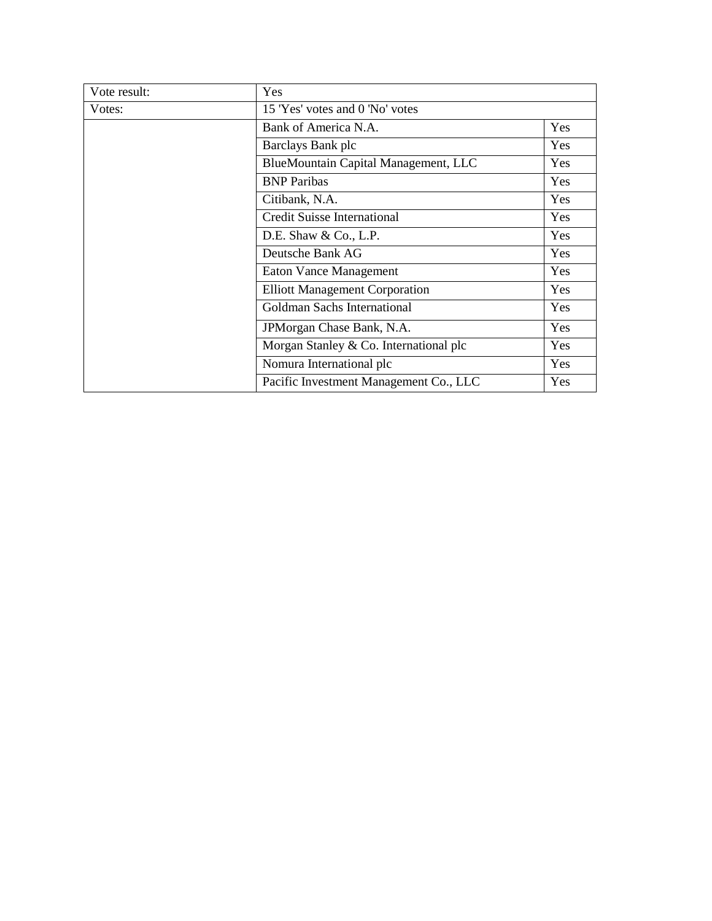| | | |
|---|---|---|
| Vote result: | Yes | |
| Votes: | 15 'Yes' votes and 0 'No' votes | |
| | Bank of America N.A. | Yes |
| | Barclays Bank plc | Yes |
| | BlueMountain Capital Management, LLC | Yes |
| | BNP Paribas | Yes |
| | Citibank, N.A. | Yes |
| | Credit Suisse International | Yes |
| | D.E. Shaw & Co., L.P. | Yes |
| | Deutsche Bank AG | Yes |
| | Eaton Vance Management | Yes |
| | Elliott Management Corporation | Yes |
| | Goldman Sachs International | Yes |
| | JPMorgan Chase Bank, N.A. | Yes |
| | Morgan Stanley & Co. International plc | Yes |
| | Nomura International plc | Yes |
| | Pacific Investment Management Co., LLC | Yes |